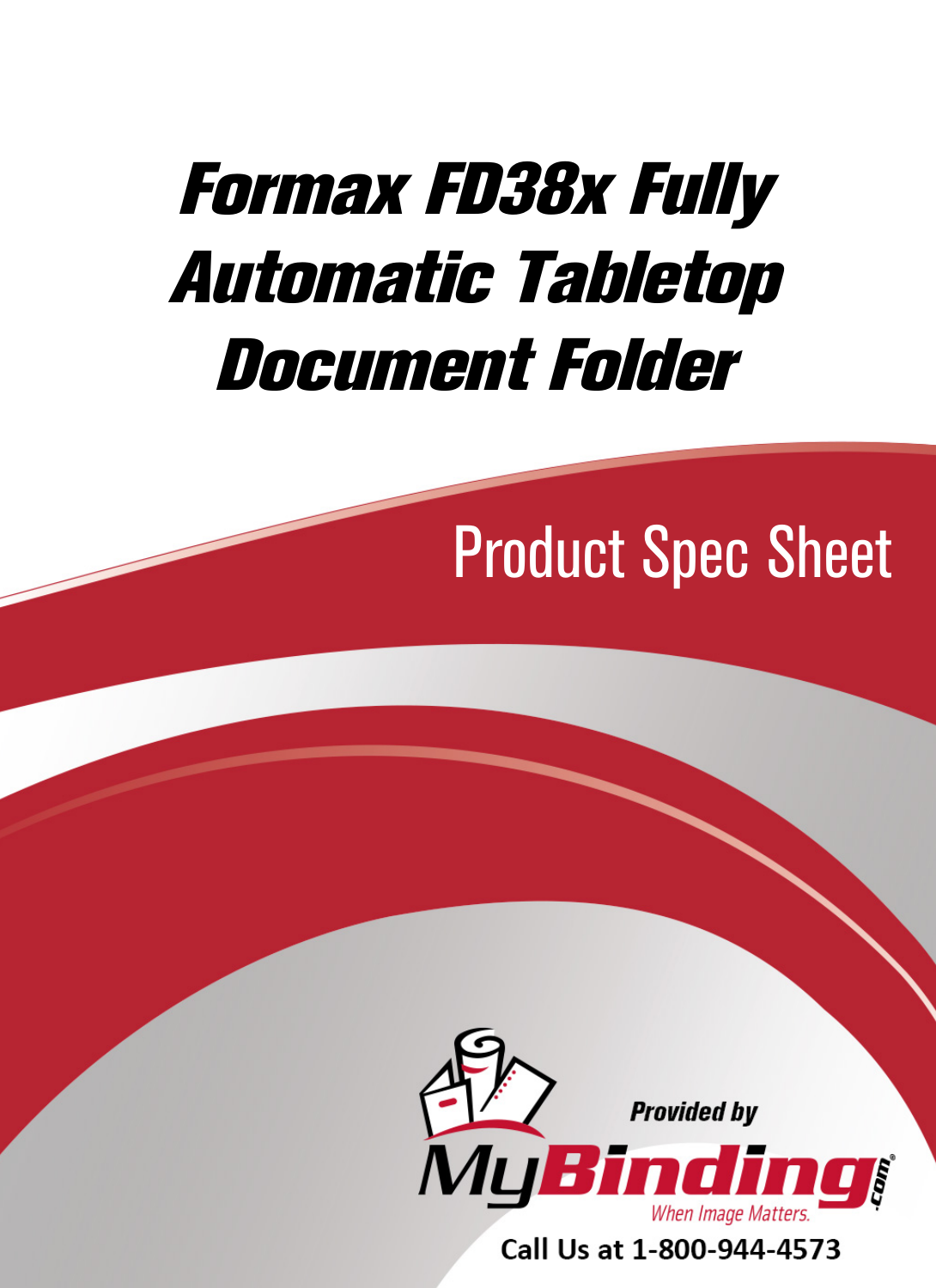# Formax FD38x Fully Automatic Tabletop Document Folder

## Product Spec Sheet

Provided by

MyBinding.com

When Image Matters.

Call Us at 1-800-944-4573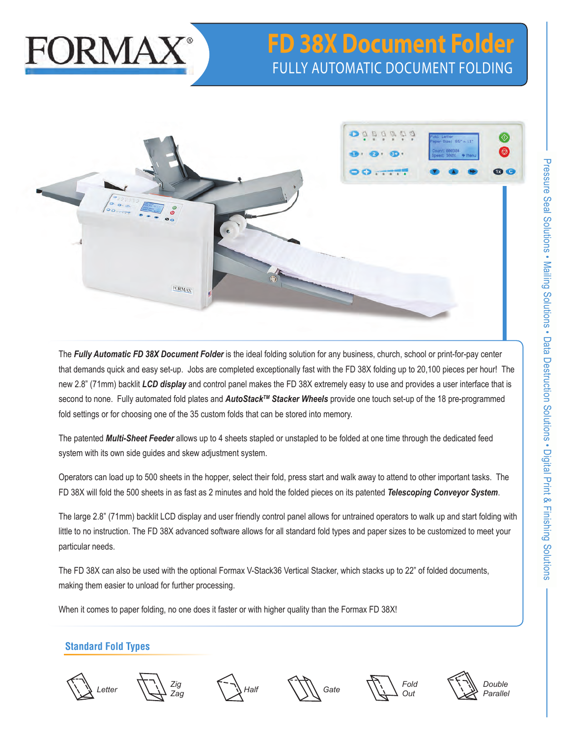# FD 38X Document Folder

## FULLY AUTOMATIC DOCUMENT FOLDING

The ***Fully Automatic FD 38X Document Folder*** is the ideal folding solution for any business, church, school or print-for-pay center that demands quick and easy set-up. Jobs are completed exceptionally fast with the FD 38X folding up to 20,100 pieces per hour! The new 2.8" (71mm) backlit ***LCD display*** and control panel makes the FD 38X extremely easy to use and provides a user interface that is second to none. Fully automated fold plates and ***AutoStack™ Stacker Wheels*** provide one touch set-up of the 18 pre-programmed fold settings or for choosing one of the 35 custom folds that can be stored into memory.

The patented ***Multi-Sheet Feeder*** allows up to 4 sheets stapled or unstapled to be folded at one time through the dedicated feed system with its own side guides and skew adjustment system.

Operators can load up to 500 sheets in the hopper, select their fold, press start and walk away to attend to other important tasks. The FD 38X will fold the 500 sheets in as fast as 2 minutes and hold the folded pieces on its patented ***Telescoping Conveyor System***.

The large 2.8" (71mm) backlit LCD display and user friendly control panel allows for untrained operators to walk up and start folding with little to no instruction. The FD 38X advanced software allows for all standard fold types and paper sizes to be customized to meet your particular needs.

The FD 38X can also be used with the optional Formax V-Stack36 Vertical Stacker, which stacks up to 22" of folded documents, making them easier to unload for further processing.

When it comes to paper folding, no one does it faster or with higher quality than the Formax FD 38X!

### Standard Fold Types

*Letter* · *Zig Zag* · *Half* · *Gate* · *Fold Out* · *Double Parallel*

Pressure Seal Solutions • Mailing Solutions • Data Destruction Solutions • Digital Print & Finishing Solutions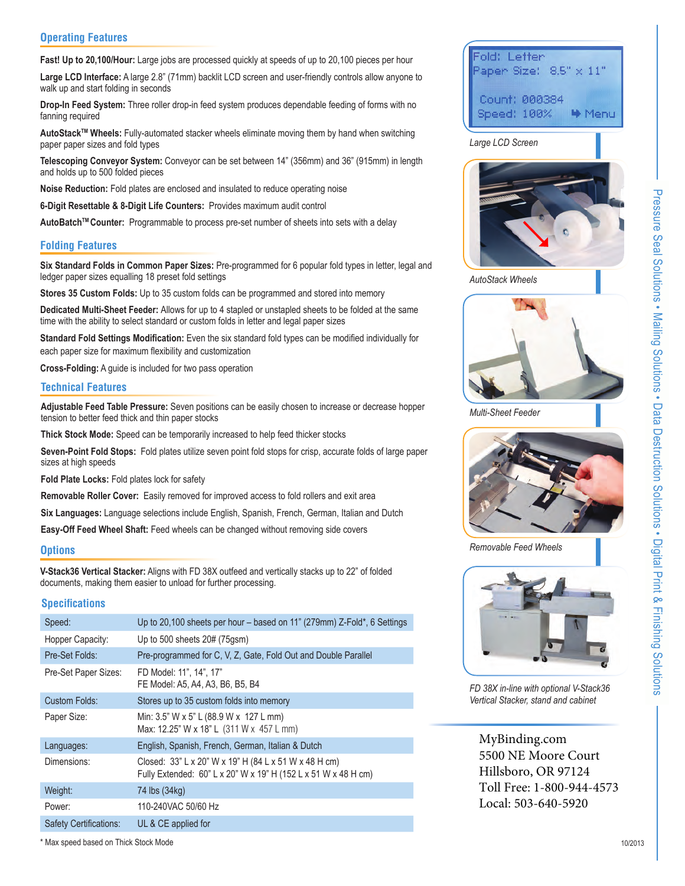## Operating Features

**Fast! Up to 20,100/Hour:** Large jobs are processed quickly at speeds of up to 20,100 pieces per hour

**Large LCD Interface:** A large 2.8" (71mm) backlit LCD screen and user-friendly controls allow anyone to walk up and start folding in seconds

**Drop-In Feed System:** Three roller drop-in feed system produces dependable feeding of forms with no fanning required

**AutoStack™ Wheels:** Fully-automated stacker wheels eliminate moving them by hand when switching paper paper sizes and fold types

**Telescoping Conveyor System:** Conveyor can be set between 14" (356mm) and 36" (915mm) in length and holds up to 500 folded pieces

**Noise Reduction:** Fold plates are enclosed and insulated to reduce operating noise

**6-Digit Resettable & 8-Digit Life Counters:** Provides maximum audit control

**AutoBatch™ Counter:** Programmable to process pre-set number of sheets into sets with a delay

## Folding Features

**Six Standard Folds in Common Paper Sizes:** Pre-programmed for 6 popular fold types in letter, legal and ledger paper sizes equalling 18 preset fold settings

**Stores 35 Custom Folds:** Up to 35 custom folds can be programmed and stored into memory

**Dedicated Multi-Sheet Feeder:** Allows for up to 4 stapled or unstapled sheets to be folded at the same time with the ability to select standard or custom folds in letter and legal paper sizes

**Standard Fold Settings Modification:** Even the six standard fold types can be modified individually for each paper size for maximum flexibility and customization

**Cross-Folding:** A guide is included for two pass operation

## Technical Features

**Adjustable Feed Table Pressure:** Seven positions can be easily chosen to increase or decrease hopper tension to better feed thick and thin paper stocks

**Thick Stock Mode:** Speed can be temporarily increased to help feed thicker stocks

**Seven-Point Fold Stops:** Fold plates utilize seven point fold stops for crisp, accurate folds of large paper sizes at high speeds

**Fold Plate Locks:** Fold plates lock for safety

**Removable Roller Cover:** Easily removed for improved access to fold rollers and exit area

**Six Languages:** Language selections include English, Spanish, French, German, Italian and Dutch

**Easy-Off Feed Wheel Shaft:** Feed wheels can be changed without removing side covers

## Options

**V-Stack36 Vertical Stacker:** Aligns with FD 38X outfeed and vertically stacks up to 22" of folded documents, making them easier to unload for further processing.

## Specifications

| | |
|---|---|
| Speed: | Up to 20,100 sheets per hour – based on 11" (279mm) Z-Fold*, 6 Settings |
| Hopper Capacity: | Up to 500 sheets 20# (75gsm) |
| Pre-Set Folds: | Pre-programmed for C, V, Z, Gate, Fold Out and Double Parallel |
| Pre-Set Paper Sizes: | FD Model: 11", 14", 17"<br>FE Model: A5, A4, A3, B6, B5, B4 |
| Custom Folds: | Stores up to 35 custom folds into memory |
| Paper Size: | Min: 3.5" W x 5" L (88.9 W x 127 L mm)<br>Max: 12.25" W x 18" L (311 W x 457 L mm) |
| Languages: | English, Spanish, French, German, Italian & Dutch |
| Dimensions: | Closed: 33" L x 20" W x 19" H (84 L x 51 W x 48 H cm)<br>Fully Extended: 60" L x 20" W x 19" H (152 L x 51 W x 48 H cm) |
| Weight: | 74 lbs (34kg) |
| Power: | 110-240VAC 50/60 Hz |
| Safety Certifications: | UL & CE applied for |

\* Max speed based on Thick Stock Mode

Fold: Letter
Paper Size: 8.5" x 11"
Count: 000384
Speed: 100% Menu

*Large LCD Screen*

*AutoStack Wheels*

*Multi-Sheet Feeder*

*Removable Feed Wheels*

*FD 38X in-line with optional V-Stack36 Vertical Stacker, stand and cabinet*

Pressure Seal Solutions • Mailing Solutions • Data Destruction Solutions • Digital Print & Finishing Solutions

MyBinding.com
5500 NE Moore Court
Hillsboro, OR 97124
Toll Free: 1-800-944-4573
Local: 503-640-5920

10/2013